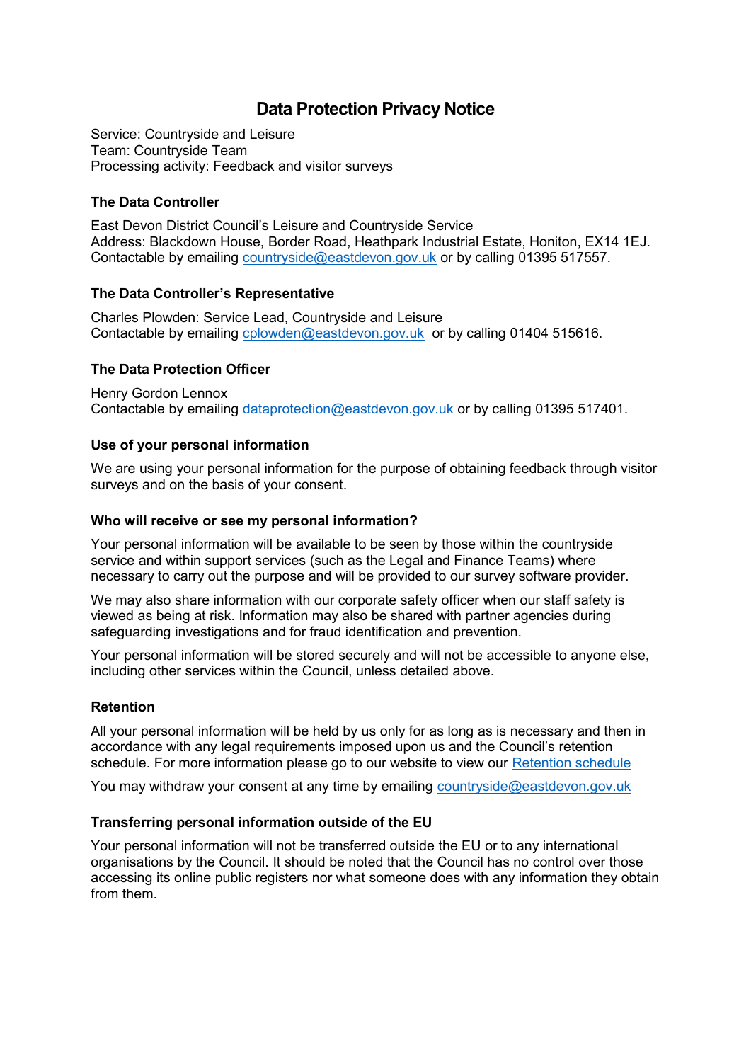# Data Protection Privacy Notice

Service: Countryside and Leisure
Team: Countryside Team
Processing activity: Feedback and visitor surveys

### The Data Controller

East Devon District Council's Leisure and Countryside Service
Address: Blackdown House, Border Road, Heathpark Industrial Estate, Honiton, EX14 1EJ.
Contactable by emailing countryside@eastdevon.gov.uk or by calling 01395 517557.

### The Data Controller's Representative

Charles Plowden: Service Lead, Countryside and Leisure
Contactable by emailing cplowden@eastdevon.gov.uk or by calling 01404 515616.

### The Data Protection Officer

Henry Gordon Lennox
Contactable by emailing dataprotection@eastdevon.gov.uk or by calling 01395 517401.

### Use of your personal information

We are using your personal information for the purpose of obtaining feedback through visitor surveys and on the basis of your consent.

### Who will receive or see my personal information?

Your personal information will be available to be seen by those within the countryside service and within support services (such as the Legal and Finance Teams) where necessary to carry out the purpose and will be provided to our survey software provider.

We may also share information with our corporate safety officer when our staff safety is viewed as being at risk. Information may also be shared with partner agencies during safeguarding investigations and for fraud identification and prevention.

Your personal information will be stored securely and will not be accessible to anyone else, including other services within the Council, unless detailed above.

### Retention

All your personal information will be held by us only for as long as is necessary and then in accordance with any legal requirements imposed upon us and the Council's retention schedule. For more information please go to our website to view our Retention schedule

You may withdraw your consent at any time by emailing countryside@eastdevon.gov.uk

### Transferring personal information outside of the EU

Your personal information will not be transferred outside the EU or to any international organisations by the Council. It should be noted that the Council has no control over those accessing its online public registers nor what someone does with any information they obtain from them.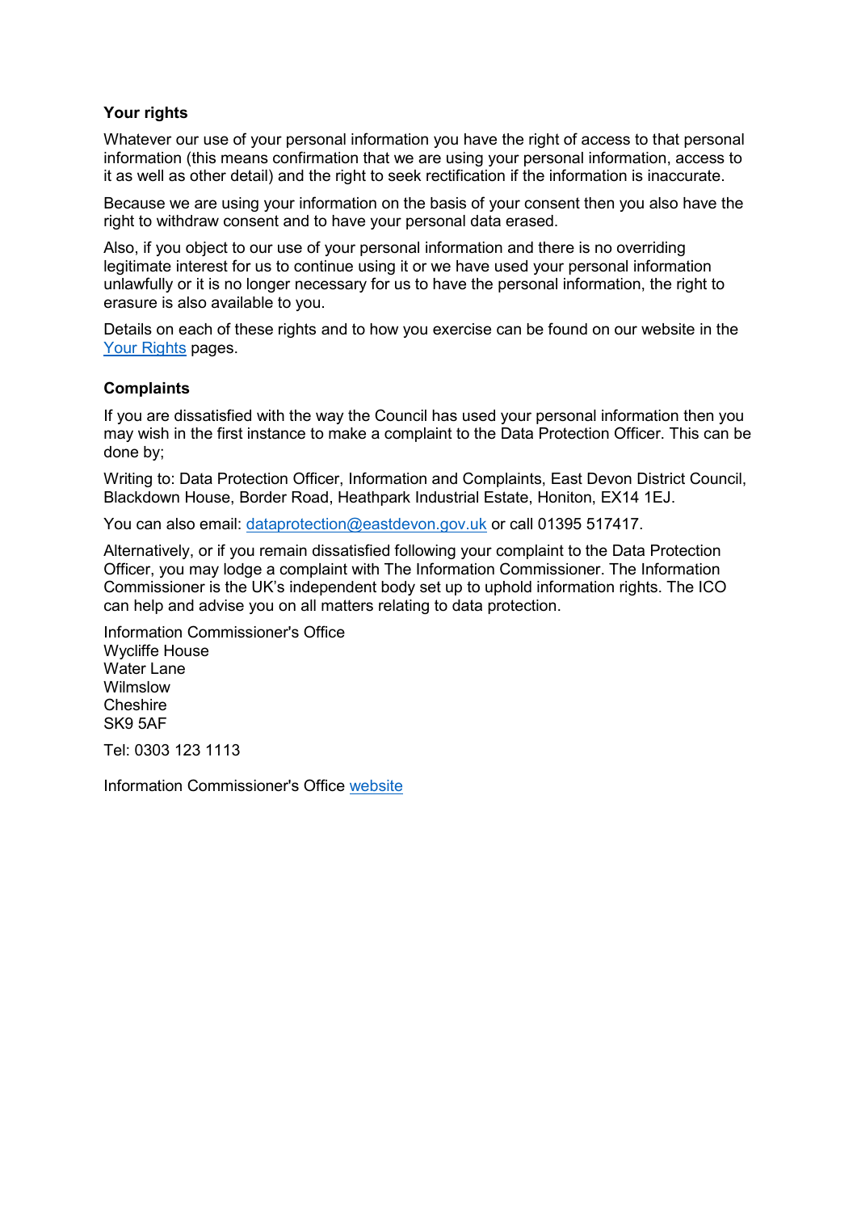**Your rights**

Whatever our use of your personal information you have the right of access to that personal information (this means confirmation that we are using your personal information, access to it as well as other detail) and the right to seek rectification if the information is inaccurate.

Because we are using your information on the basis of your consent then you also have the right to withdraw consent and to have your personal data erased.

Also, if you object to our use of your personal information and there is no overriding legitimate interest for us to continue using it or we have used your personal information unlawfully or it is no longer necessary for us to have the personal information, the right to erasure is also available to you.

Details on each of these rights and to how you exercise can be found on our website in the Your Rights pages.

**Complaints**

If you are dissatisfied with the way the Council has used your personal information then you may wish in the first instance to make a complaint to the Data Protection Officer. This can be done by;

Writing to: Data Protection Officer, Information and Complaints, East Devon District Council, Blackdown House, Border Road, Heathpark Industrial Estate, Honiton, EX14 1EJ.

You can also email: dataprotection@eastdevon.gov.uk or call 01395 517417.

Alternatively, or if you remain dissatisfied following your complaint to the Data Protection Officer, you may lodge a complaint with The Information Commissioner. The Information Commissioner is the UK's independent body set up to uphold information rights. The ICO can help and advise you on all matters relating to data protection.

Information Commissioner's Office
Wycliffe House
Water Lane
Wilmslow
Cheshire
SK9 5AF

Tel: 0303 123 1113

Information Commissioner's Office website